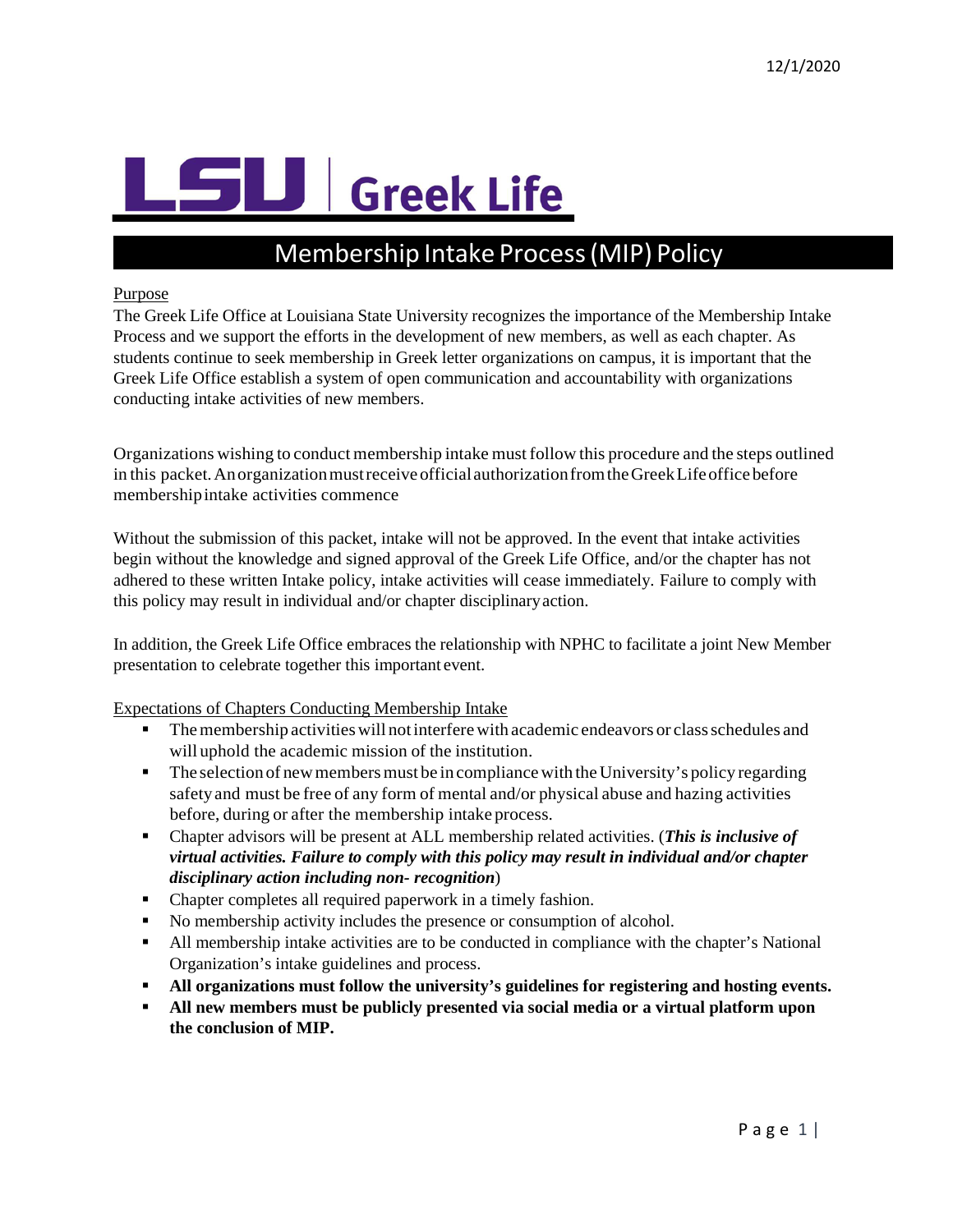12/1/2020

# LSU | Greek Life

## Membership Intake Process (MIP) Policy

Purpose

The Greek Life Office at Louisiana State University recognizes the importance of the Membership Intake Process and we support the efforts in the development of new members, as well as each chapter. As students continue to seek membership in Greek letter organizations on campus, it is important that the Greek Life Office establish a system of open communication and accountability with organizations conducting intake activities of new members.

Organizations wishing to conduct membership intake must follow this procedure and the steps outlined in this packet. An organization must receive official authorization from the Greek Life office before membership intake activities commence

Without the submission of this packet, intake will not be approved. In the event that intake activities begin without the knowledge and signed approval of the Greek Life Office, and/or the chapter has not adhered to these written Intake policy, intake activities will cease immediately. Failure to comply with this policy may result in individual and/or chapter disciplinary action.

In addition, the Greek Life Office embraces the relationship with NPHC to facilitate a joint New Member presentation to celebrate together this important event.

Expectations of Chapters Conducting Membership Intake

- The membership activities will not interfere with academic endeavors or class schedules and will uphold the academic mission of the institution.
- The selection of new members must be in compliance with the University's policy regarding safety and must be free of any form of mental and/or physical abuse and hazing activities before, during or after the membership intake process.
- Chapter advisors will be present at ALL membership related activities. (***This is inclusive of virtual activities. Failure to comply with this policy may result in individual and/or chapter disciplinary action including non- recognition***)
- Chapter completes all required paperwork in a timely fashion.
- No membership activity includes the presence or consumption of alcohol.
- All membership intake activities are to be conducted in compliance with the chapter's National Organization's intake guidelines and process.
- **All organizations must follow the university's guidelines for registering and hosting events.**
- **All new members must be publicly presented via social media or a virtual platform upon the conclusion of MIP.**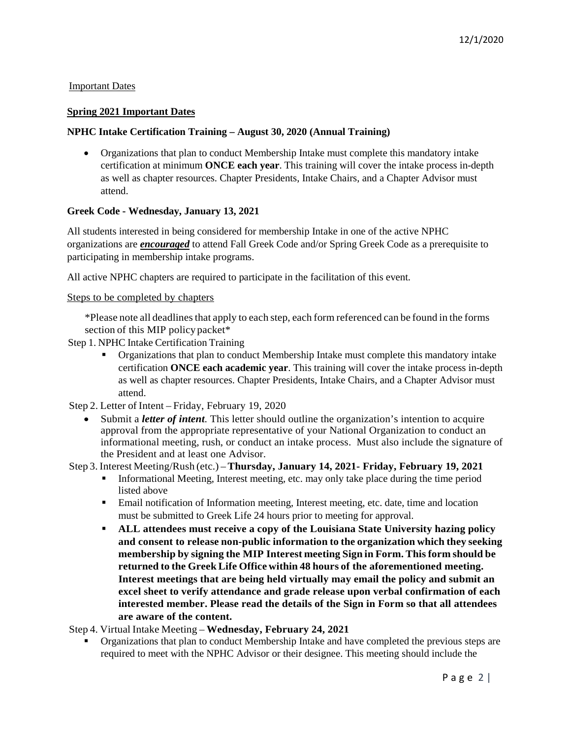Important Dates

**Spring 2021 Important Dates**

**NPHC Intake Certification Training – August 30, 2020 (Annual Training)**

- Organizations that plan to conduct Membership Intake must complete this mandatory intake certification at minimum **ONCE each year**. This training will cover the intake process in-depth as well as chapter resources. Chapter Presidents, Intake Chairs, and a Chapter Advisor must attend.

**Greek Code - Wednesday, January 13, 2021**

All students interested in being considered for membership Intake in one of the active NPHC organizations are ***encouraged*** to attend Fall Greek Code and/or Spring Greek Code as a prerequisite to participating in membership intake programs.

All active NPHC chapters are required to participate in the facilitation of this event.

Steps to be completed by chapters

*Please note all deadlines that apply to each step, each form referenced can be found in the forms section of this MIP policy packet*

Step 1. NPHC Intake Certification Training

- Organizations that plan to conduct Membership Intake must complete this mandatory intake certification **ONCE each academic year**. This training will cover the intake process in-depth as well as chapter resources. Chapter Presidents, Intake Chairs, and a Chapter Advisor must attend.

Step 2. Letter of Intent – Friday, February 19, 2020

- Submit a ***letter of intent***. This letter should outline the organization's intention to acquire approval from the appropriate representative of your National Organization to conduct an informational meeting, rush, or conduct an intake process. Must also include the signature of the President and at least one Advisor.

Step 3. Interest Meeting/Rush (etc.) – **Thursday, January 14, 2021- Friday, February 19, 2021**

- Informational Meeting, Interest meeting, etc. may only take place during the time period listed above
- Email notification of Information meeting, Interest meeting, etc. date, time and location must be submitted to Greek Life 24 hours prior to meeting for approval.
- **ALL attendees must receive a copy of the Louisiana State University hazing policy and consent to release non-public information to the organization which they seeking membership by signing the MIP Interest meeting Sign in Form. This form should be returned to the Greek Life Office within 48 hours of the aforementioned meeting. Interest meetings that are being held virtually may email the policy and submit an excel sheet to verify attendance and grade release upon verbal confirmation of each interested member. Please read the details of the Sign in Form so that all attendees are aware of the content.**

Step 4. Virtual Intake Meeting – **Wednesday, February 24, 2021**

- Organizations that plan to conduct Membership Intake and have completed the previous steps are required to meet with the NPHC Advisor or their designee. This meeting should include the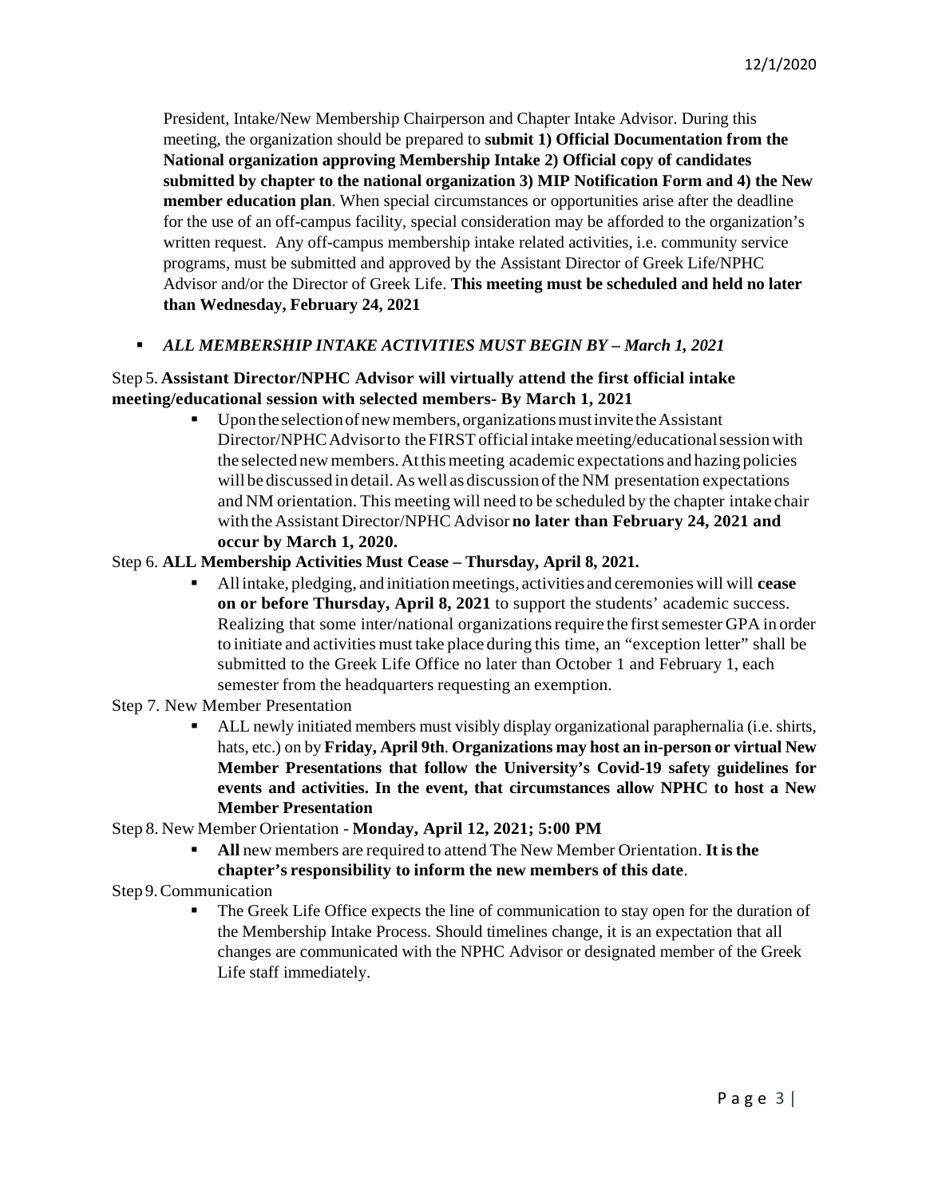President, Intake/New Membership Chairperson and Chapter Intake Advisor. During this meeting, the organization should be prepared to **submit 1) Official Documentation from the National organization approving Membership Intake 2) Official copy of candidates submitted by chapter to the national organization 3) MIP Notification Form and 4) the New member education plan**. When special circumstances or opportunities arise after the deadline for the use of an off-campus facility, special consideration may be afforded to the organization's written request. Any off-campus membership intake related activities, i.e. community service programs, must be submitted and approved by the Assistant Director of Greek Life/NPHC Advisor and/or the Director of Greek Life. **This meeting must be scheduled and held no later than Wednesday, February 24, 2021**

- ***ALL MEMBERSHIP INTAKE ACTIVITIES MUST BEGIN BY – March 1, 2021***

Step 5. **Assistant Director/NPHC Advisor will virtually attend the first official intake meeting/educational session with selected members- By March 1, 2021**

- Upon the selection of new members, organizations must invite the Assistant Director/NPHC Advisor to the FIRST official intake meeting/educational session with the selected new members. At this meeting academic expectations and hazing policies will be discussed in detail. As well as discussion of the NM presentation expectations and NM orientation. This meeting will need to be scheduled by the chapter intake chair with the Assistant Director/NPHC Advisor **no later than February 24, 2021 and occur by March 1, 2020.**

Step 6. **ALL Membership Activities Must Cease – Thursday, April 8, 2021.**

- All intake, pledging, and initiation meetings, activities and ceremonies will will **cease on or before Thursday, April 8, 2021** to support the students' academic success. Realizing that some inter/national organizations require the first semester GPA in order to initiate and activities must take place during this time, an "exception letter" shall be submitted to the Greek Life Office no later than October 1 and February 1, each semester from the headquarters requesting an exemption.

Step 7. New Member Presentation

- ALL newly initiated members must visibly display organizational paraphernalia (i.e. shirts, hats, etc.) on by **Friday, April 9th**. **Organizations may host an in-person or virtual New Member Presentations that follow the University's Covid-19 safety guidelines for events and activities. In the event, that circumstances allow NPHC to host a New Member Presentation**

Step 8. New Member Orientation - **Monday, April 12, 2021; 5:00 PM**

- **All** new members are required to attend The New Member Orientation. **It is the chapter's responsibility to inform the new members of this date**.

Step 9. Communication

- The Greek Life Office expects the line of communication to stay open for the duration of the Membership Intake Process. Should timelines change, it is an expectation that all changes are communicated with the NPHC Advisor or designated member of the Greek Life staff immediately.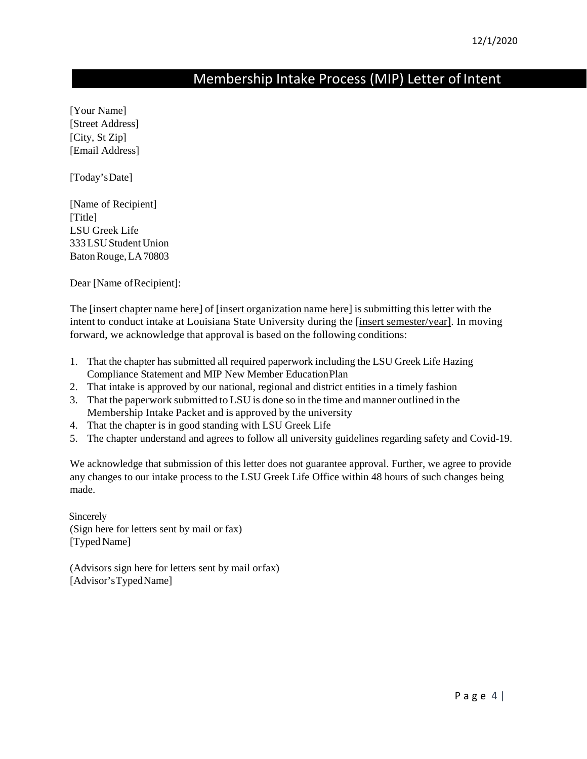12/1/2020

# Membership Intake Process (MIP) Letter of Intent

[Your Name]
[Street Address]
[City, St Zip]
[Email Address]

[Today's Date]

[Name of Recipient]
[Title]
LSU Greek Life
333 LSU Student Union
Baton Rouge, LA 70803

Dear [Name of Recipient]:

The [insert chapter name here] of [insert organization name here] is submitting this letter with the intent to conduct intake at Louisiana State University during the [insert semester/year]. In moving forward, we acknowledge that approval is based on the following conditions:

1. That the chapter has submitted all required paperwork including the LSU Greek Life Hazing Compliance Statement and MIP New Member Education Plan
2. That intake is approved by our national, regional and district entities in a timely fashion
3. That the paperwork submitted to LSU is done so in the time and manner outlined in the Membership Intake Packet and is approved by the university
4. That the chapter is in good standing with LSU Greek Life
5. The chapter understand and agrees to follow all university guidelines regarding safety and Covid-19.

We acknowledge that submission of this letter does not guarantee approval. Further, we agree to provide any changes to our intake process to the LSU Greek Life Office within 48 hours of such changes being made.

Sincerely
(Sign here for letters sent by mail or fax)
[Typed Name]

(Advisors sign here for letters sent by mail or fax)
[Advisor's Typed Name]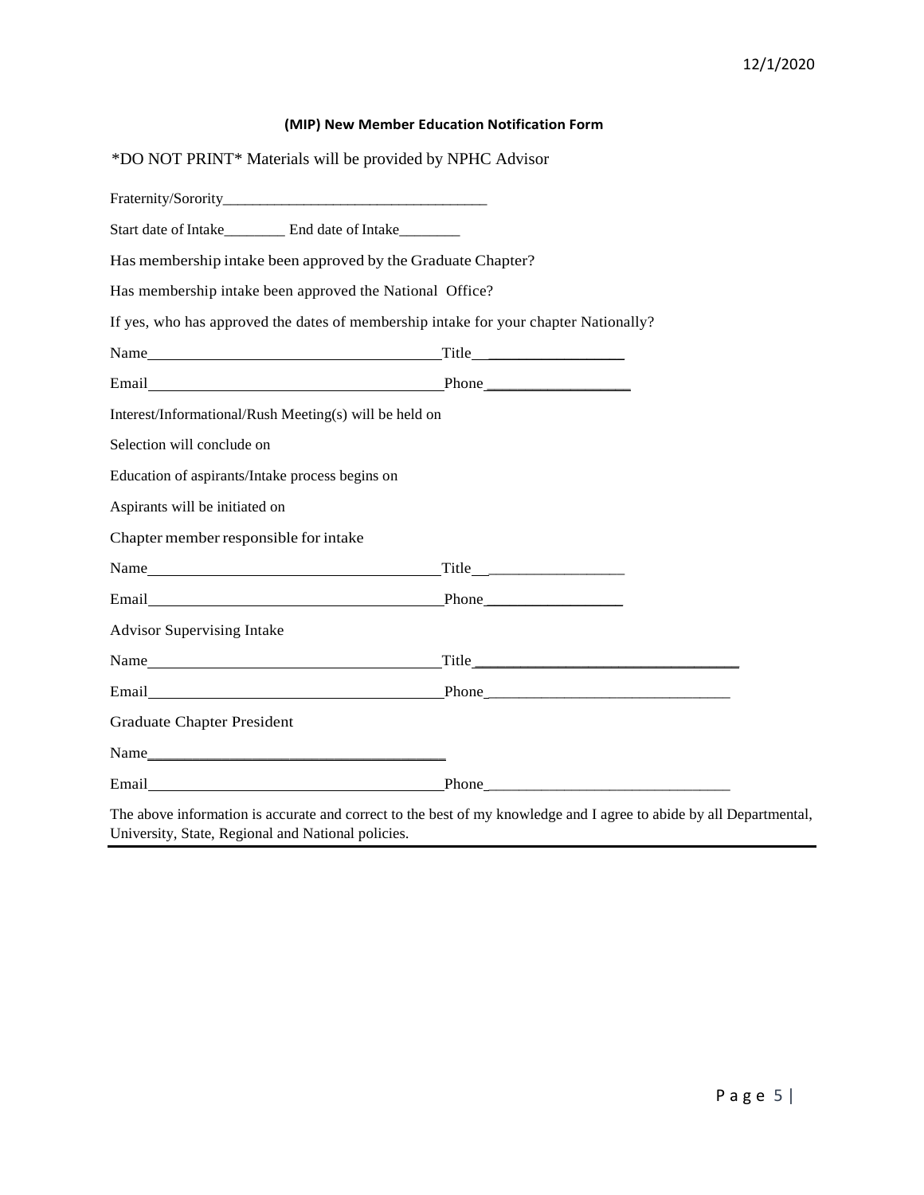### (MIP) New Member Education Notification Form

\*DO NOT PRINT\* Materials will be provided by NPHC Advisor

Fraternity/Sorority___________________________________

Start date of Intake________ End date of Intake________

Has membership intake been approved by the Graduate Chapter?

Has membership intake been approved the National Office?

If yes, who has approved the dates of membership intake for your chapter Nationally?

Name_____________________________________ Title__________________

Email_____________________________________ Phone__________________

Interest/Informational/Rush Meeting(s) will be held on

Selection will conclude on

Education of aspirants/Intake process begins on

Aspirants will be initiated on

Chapter member responsible for intake

Name_____________________________________ Title__________________

Email_____________________________________ Phone__________________

Advisor Supervising Intake

Name_____________________________________ Title_________________________________

Email_____________________________________ Phone________________________________

Graduate Chapter President

Name_____________________________________

Email_____________________________________ Phone________________________________

The above information is accurate and correct to the best of my knowledge and I agree to abide by all Departmental, University, State, Regional and National policies.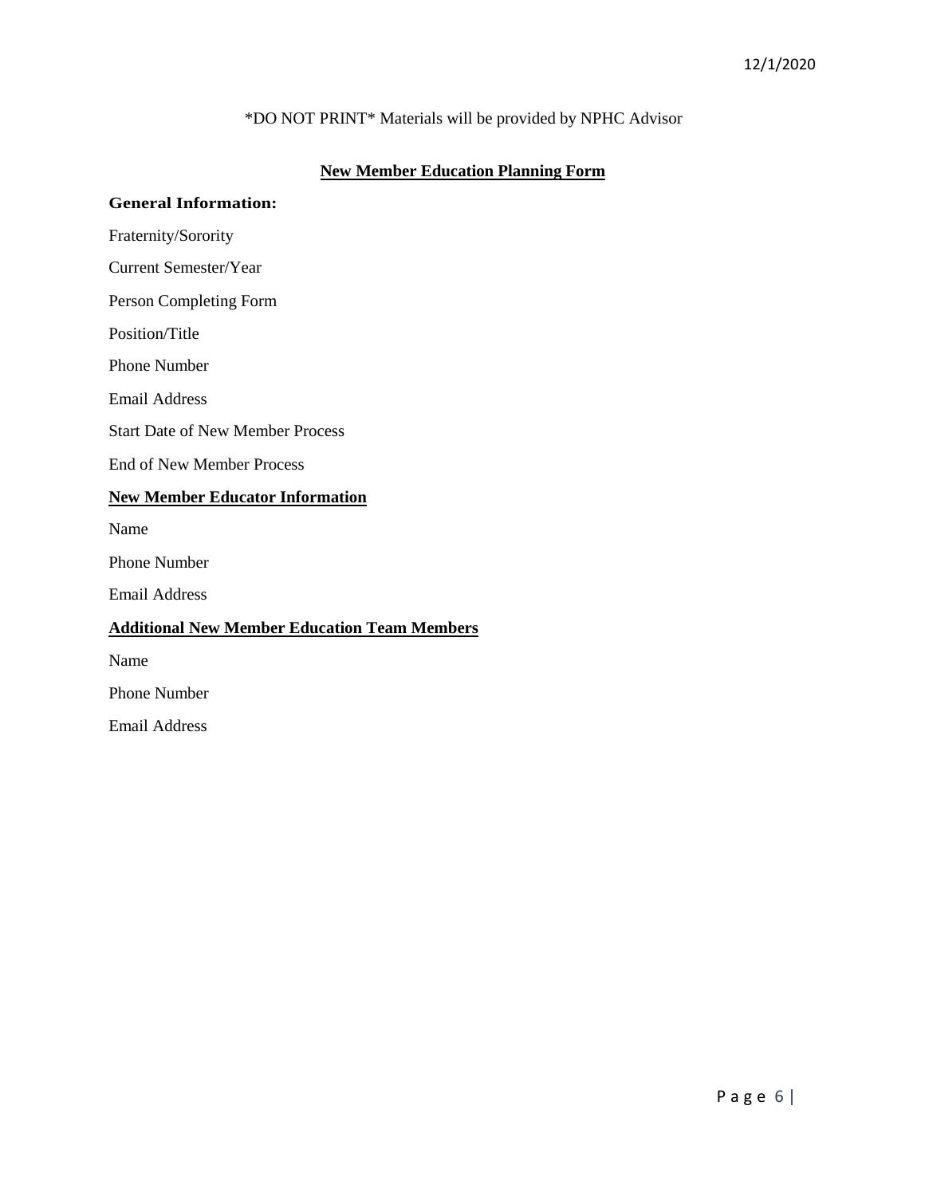12/1/2020

*DO NOT PRINT* Materials will be provided by NPHC Advisor

## New Member Education Planning Form

**General Information:**

Fraternity/Sorority

Current Semester/Year

Person Completing Form

Position/Title

Phone Number

Email Address

Start Date of New Member Process

End of New Member Process

**New Member Educator Information**

Name

Phone Number

Email Address

**Additional New Member Education Team Members**

Name

Phone Number

Email Address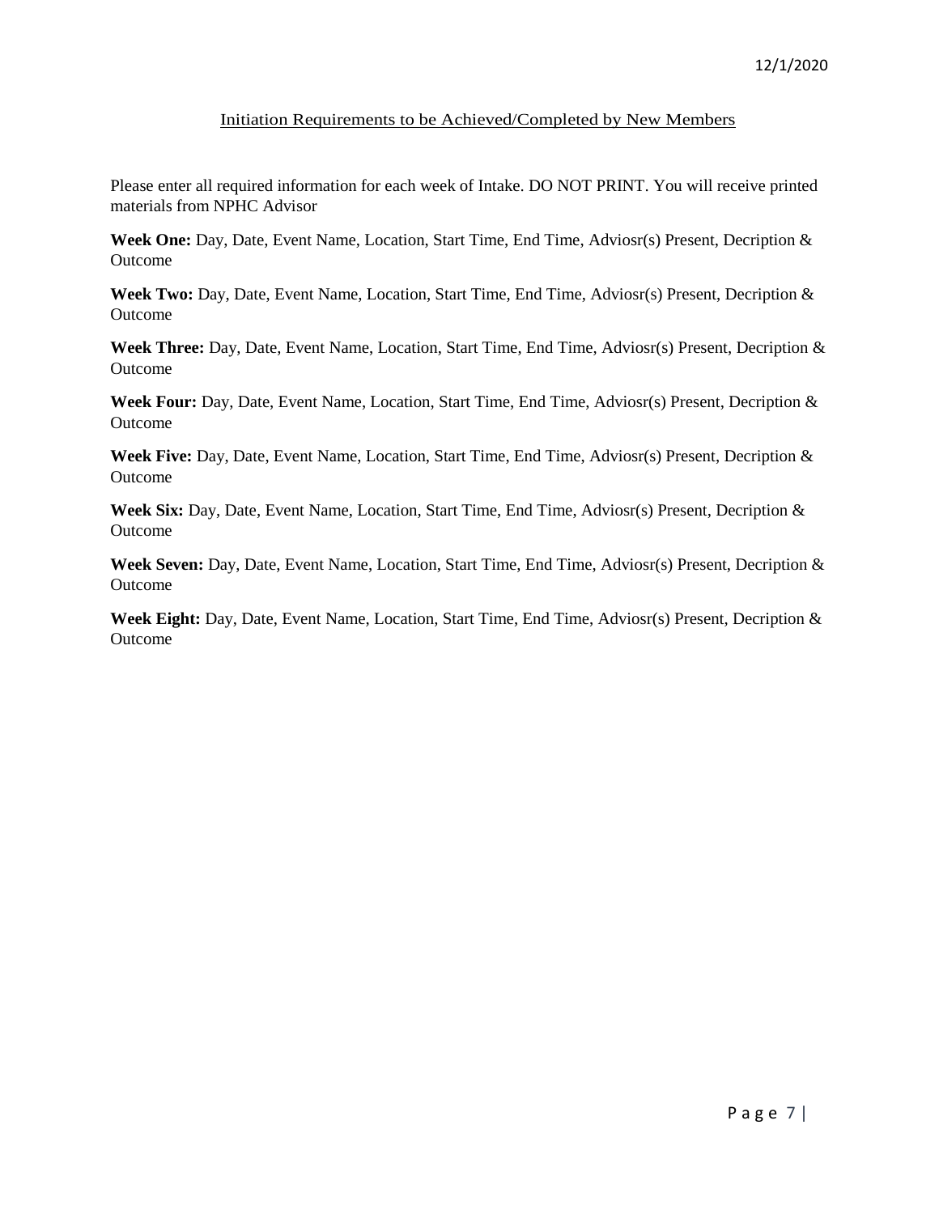12/1/2020

## Initiation Requirements to be Achieved/Completed by New Members

Please enter all required information for each week of Intake. DO NOT PRINT. You will receive printed materials from NPHC Advisor

**Week One:** Day, Date, Event Name, Location, Start Time, End Time, Adviosr(s) Present, Decription & Outcome

**Week Two:** Day, Date, Event Name, Location, Start Time, End Time, Adviosr(s) Present, Decription & Outcome

**Week Three:** Day, Date, Event Name, Location, Start Time, End Time, Adviosr(s) Present, Decription & Outcome

**Week Four:** Day, Date, Event Name, Location, Start Time, End Time, Adviosr(s) Present, Decription & Outcome

**Week Five:** Day, Date, Event Name, Location, Start Time, End Time, Adviosr(s) Present, Decription & Outcome

**Week Six:** Day, Date, Event Name, Location, Start Time, End Time, Adviosr(s) Present, Decription & Outcome

**Week Seven:** Day, Date, Event Name, Location, Start Time, End Time, Adviosr(s) Present, Decription & Outcome

**Week Eight:** Day, Date, Event Name, Location, Start Time, End Time, Adviosr(s) Present, Decription & Outcome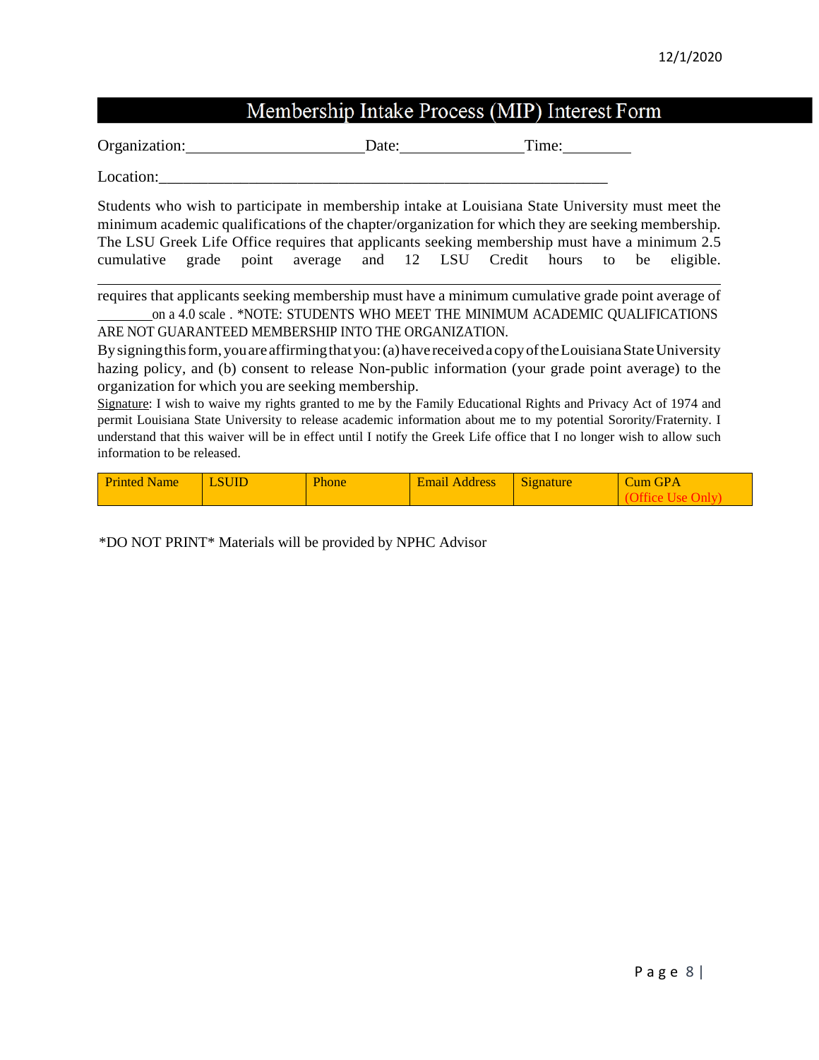12/1/2020

# Membership Intake Process (MIP) Interest Form

Organization:______________________Date:_______________Time:________

Location:_________________________________________________________

Students who wish to participate in membership intake at Louisiana State University must meet the minimum academic qualifications of the chapter/organization for which they are seeking membership. The LSU Greek Life Office requires that applicants seeking membership must have a minimum 2.5 cumulative grade point average and 12 LSU Credit hours to be eligible. ________________________________________________________________________________

requires that applicants seeking membership must have a minimum cumulative grade point average of ________on a 4.0 scale . *NOTE: STUDENTS WHO MEET THE MINIMUM ACADEMIC QUALIFICATIONS ARE NOT GUARANTEED MEMBERSHIP INTO THE ORGANIZATION.

By signing this form, you are affirming that you: (a) have received a copy of the Louisiana State University hazing policy, and (b) consent to release Non-public information (your grade point average) to the organization for which you are seeking membership.

Signature: I wish to waive my rights granted to me by the Family Educational Rights and Privacy Act of 1974 and permit Louisiana State University to release academic information about me to my potential Sorority/Fraternity. I understand that this waiver will be in effect until I notify the Greek Life office that I no longer wish to allow such information to be released.

| Printed Name | LSUID | Phone | Email Address | Signature | Cum GPA (Office Use Only) |
|---|---|---|---|---|---|

*DO NOT PRINT* Materials will be provided by NPHC Advisor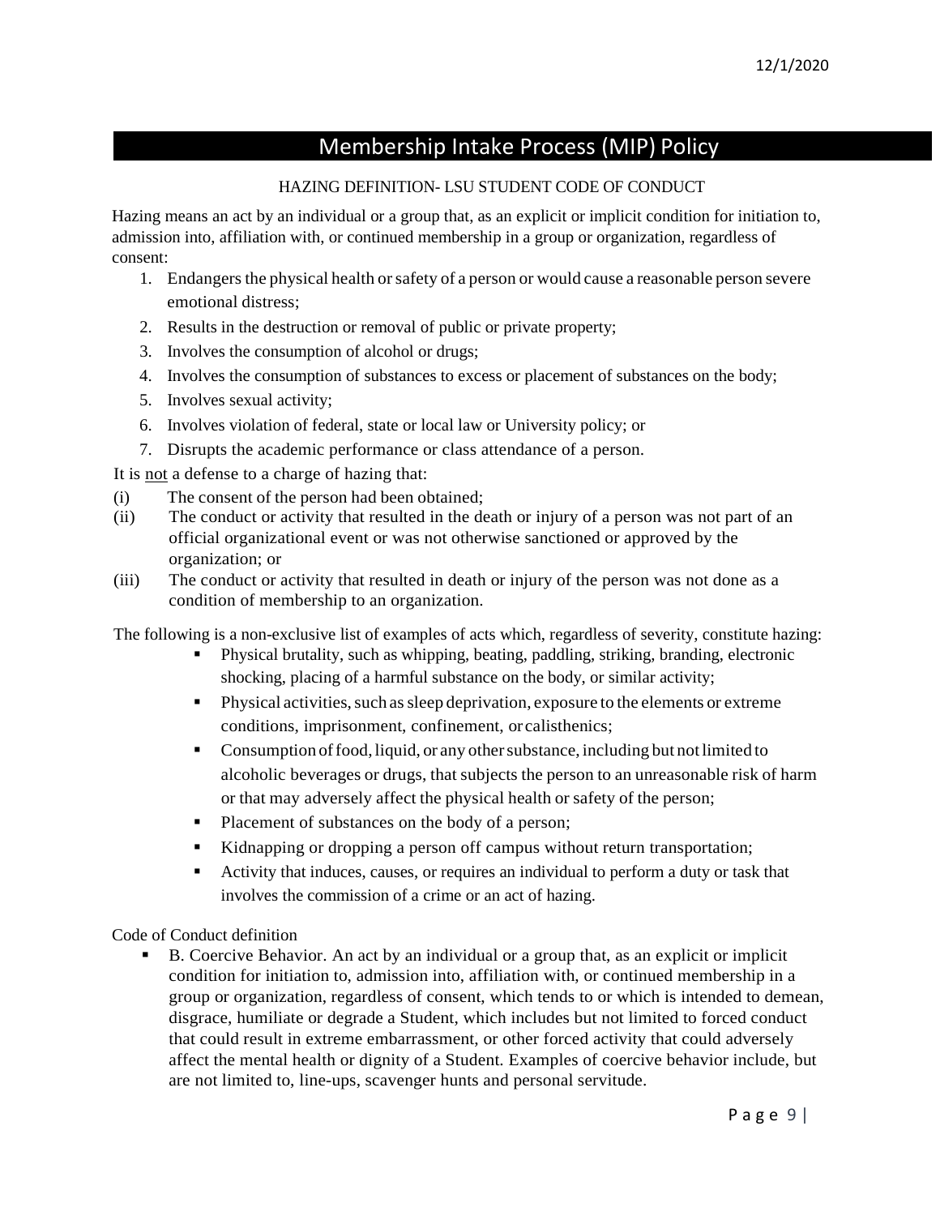# Membership Intake Process (MIP) Policy

HAZING DEFINITION- LSU STUDENT CODE OF CONDUCT

Hazing means an act by an individual or a group that, as an explicit or implicit condition for initiation to, admission into, affiliation with, or continued membership in a group or organization, regardless of consent:

1. Endangers the physical health or safety of a person or would cause a reasonable person severe emotional distress;
2. Results in the destruction or removal of public or private property;
3. Involves the consumption of alcohol or drugs;
4. Involves the consumption of substances to excess or placement of substances on the body;
5. Involves sexual activity;
6. Involves violation of federal, state or local law or University policy; or
7. Disrupts the academic performance or class attendance of a person.

It is <u>not</u> a defense to a charge of hazing that:

(i) The consent of the person had been obtained;

(ii) The conduct or activity that resulted in the death or injury of a person was not part of an official organizational event or was not otherwise sanctioned or approved by the organization; or

(iii) The conduct or activity that resulted in death or injury of the person was not done as a condition of membership to an organization.

The following is a non-exclusive list of examples of acts which, regardless of severity, constitute hazing:

- Physical brutality, such as whipping, beating, paddling, striking, branding, electronic shocking, placing of a harmful substance on the body, or similar activity;
- Physical activities, such as sleep deprivation, exposure to the elements or extreme conditions, imprisonment, confinement, or calisthenics;
- Consumption of food, liquid, or any other substance, including but not limited to alcoholic beverages or drugs, that subjects the person to an unreasonable risk of harm or that may adversely affect the physical health or safety of the person;
- Placement of substances on the body of a person;
- Kidnapping or dropping a person off campus without return transportation;
- Activity that induces, causes, or requires an individual to perform a duty or task that involves the commission of a crime or an act of hazing.

Code of Conduct definition

- B. Coercive Behavior. An act by an individual or a group that, as an explicit or implicit condition for initiation to, admission into, affiliation with, or continued membership in a group or organization, regardless of consent, which tends to or which is intended to demean, disgrace, humiliate or degrade a Student, which includes but not limited to forced conduct that could result in extreme embarrassment, or other forced activity that could adversely affect the mental health or dignity of a Student. Examples of coercive behavior include, but are not limited to, line-ups, scavenger hunts and personal servitude.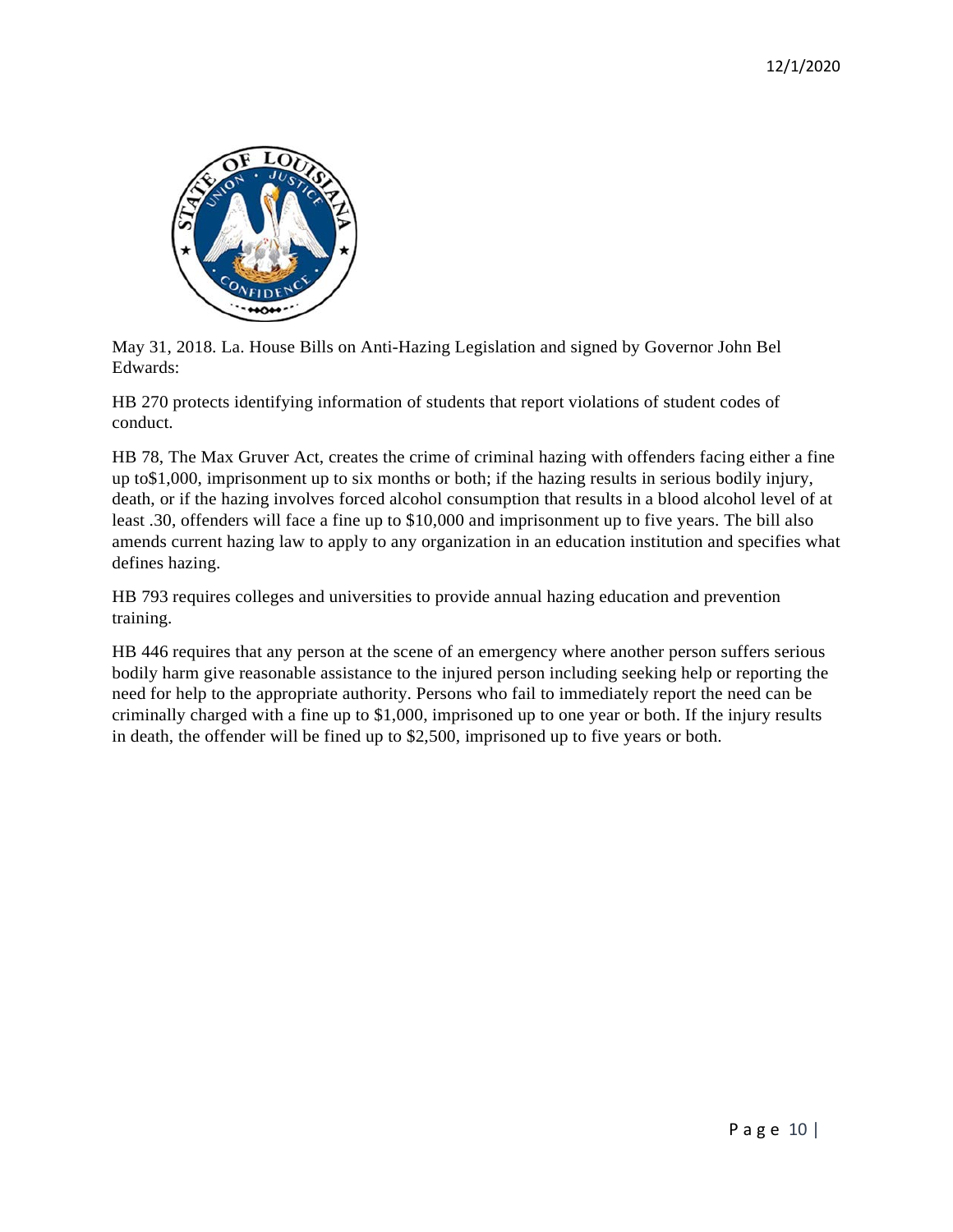May 31, 2018. La. House Bills on Anti-Hazing Legislation and signed by Governor John Bel Edwards:

HB 270 protects identifying information of students that report violations of student codes of conduct.

HB 78, The Max Gruver Act, creates the crime of criminal hazing with offenders facing either a fine up to$1,000, imprisonment up to six months or both; if the hazing results in serious bodily injury, death, or if the hazing involves forced alcohol consumption that results in a blood alcohol level of at least .30, offenders will face a fine up to $10,000 and imprisonment up to five years. The bill also amends current hazing law to apply to any organization in an education institution and specifies what defines hazing.

HB 793 requires colleges and universities to provide annual hazing education and prevention training.

HB 446 requires that any person at the scene of an emergency where another person suffers serious bodily harm give reasonable assistance to the injured person including seeking help or reporting the need for help to the appropriate authority. Persons who fail to immediately report the need can be criminally charged with a fine up to $1,000, imprisoned up to one year or both. If the injury results in death, the offender will be fined up to $2,500, imprisoned up to five years or both.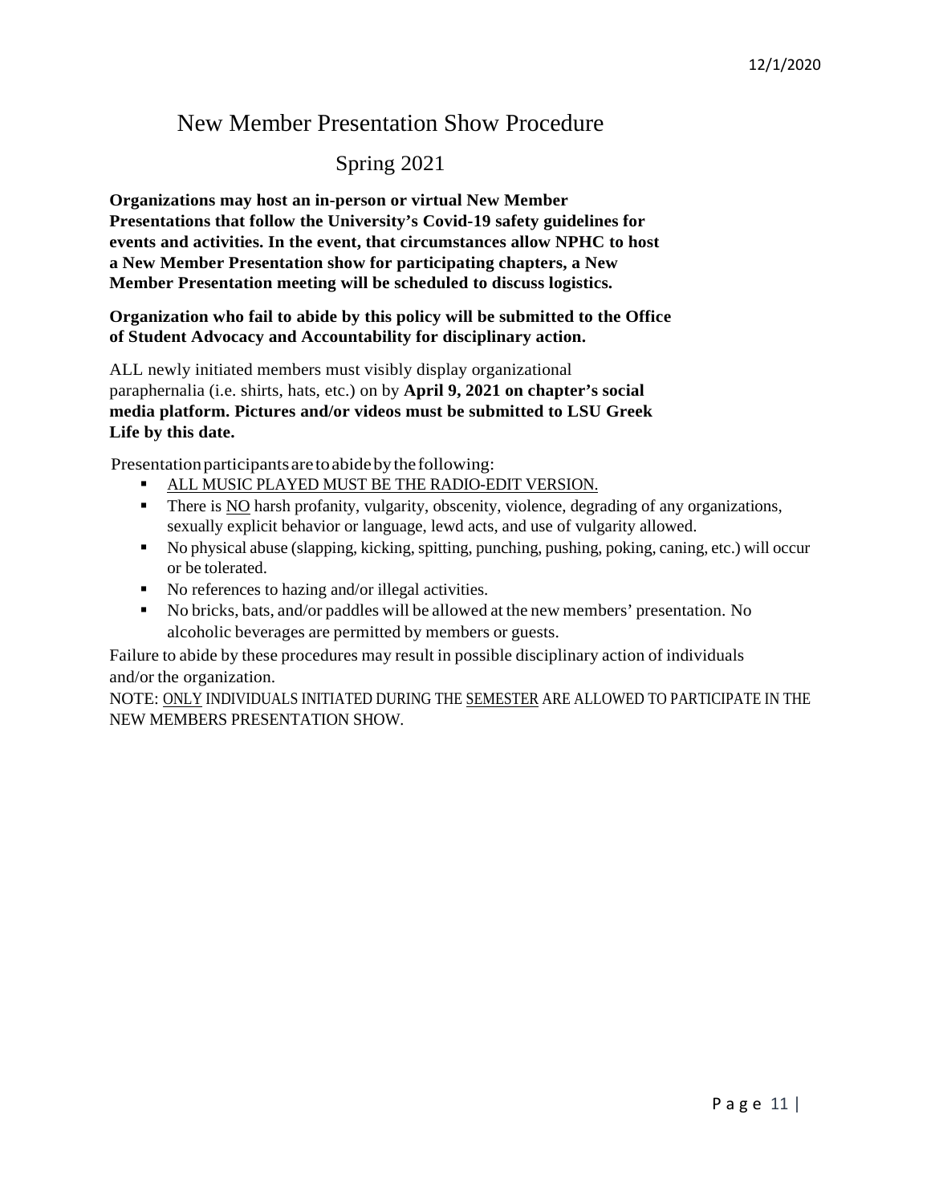# New Member Presentation Show Procedure

## Spring 2021

**Organizations may host an in-person or virtual New Member Presentations that follow the University's Covid-19 safety guidelines for events and activities. In the event, that circumstances allow NPHC to host a New Member Presentation show for participating chapters, a New Member Presentation meeting will be scheduled to discuss logistics.**

**Organization who fail to abide by this policy will be submitted to the Office of Student Advocacy and Accountability for disciplinary action.**

ALL newly initiated members must visibly display organizational paraphernalia (i.e. shirts, hats, etc.) on by **April 9, 2021 on chapter's social media platform. Pictures and/or videos must be submitted to LSU Greek Life by this date.**

Presentation participants are to abide by the following:

- <u>ALL MUSIC PLAYED MUST BE THE RADIO-EDIT VERSION.</u>
- There is <u>NO</u> harsh profanity, vulgarity, obscenity, violence, degrading of any organizations, sexually explicit behavior or language, lewd acts, and use of vulgarity allowed.
- No physical abuse (slapping, kicking, spitting, punching, pushing, poking, caning, etc.) will occur or be tolerated.
- No references to hazing and/or illegal activities.
- No bricks, bats, and/or paddles will be allowed at the new members' presentation. No alcoholic beverages are permitted by members or guests.

Failure to abide by these procedures may result in possible disciplinary action of individuals and/or the organization.

NOTE: <u>ONLY</u> INDIVIDUALS INITIATED DURING THE <u>SEMESTER</u> ARE ALLOWED TO PARTICIPATE IN THE NEW MEMBERS PRESENTATION SHOW.